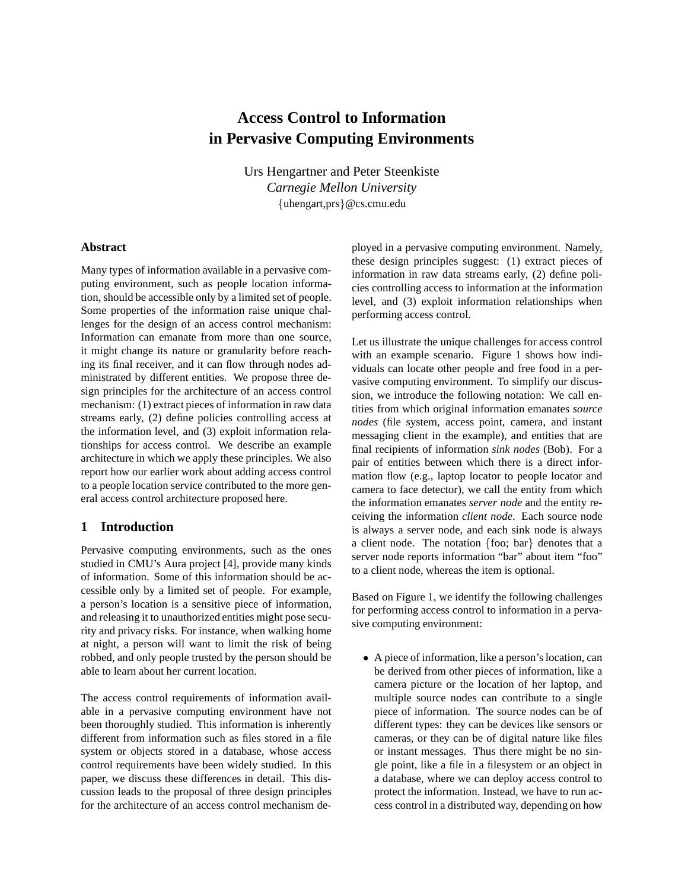# Access Control to Information in Pervasive Computing Environments

Urs Hengartner and Peter Steenkiste
*Carnegie Mellon University*
{uhengart,prs}@cs.cmu.edu

## Abstract

Many types of information available in a pervasive computing environment, such as people location information, should be accessible only by a limited set of people. Some properties of the information raise unique challenges for the design of an access control mechanism: Information can emanate from more than one source, it might change its nature or granularity before reaching its final receiver, and it can flow through nodes administrated by different entities. We propose three design principles for the architecture of an access control mechanism: (1) extract pieces of information in raw data streams early, (2) define policies controlling access at the information level, and (3) exploit information relationships for access control. We describe an example architecture in which we apply these principles. We also report how our earlier work about adding access control to a people location service contributed to the more general access control architecture proposed here.

## 1 Introduction

Pervasive computing environments, such as the ones studied in CMU's Aura project [4], provide many kinds of information. Some of this information should be accessible only by a limited set of people. For example, a person's location is a sensitive piece of information, and releasing it to unauthorized entities might pose security and privacy risks. For instance, when walking home at night, a person will want to limit the risk of being robbed, and only people trusted by the person should be able to learn about her current location.

The access control requirements of information available in a pervasive computing environment have not been thoroughly studied. This information is inherently different from information such as files stored in a file system or objects stored in a database, whose access control requirements have been widely studied. In this paper, we discuss these differences in detail. This discussion leads to the proposal of three design principles for the architecture of an access control mechanism deployed in a pervasive computing environment. Namely, these design principles suggest: (1) extract pieces of information in raw data streams early, (2) define policies controlling access to information at the information level, and (3) exploit information relationships when performing access control.

Let us illustrate the unique challenges for access control with an example scenario. Figure 1 shows how individuals can locate other people and free food in a pervasive computing environment. To simplify our discussion, we introduce the following notation: We call entities from which original information emanates *source nodes* (file system, access point, camera, and instant messaging client in the example), and entities that are final recipients of information *sink nodes* (Bob). For a pair of entities between which there is a direct information flow (e.g., laptop locator to people locator and camera to face detector), we call the entity from which the information emanates *server node* and the entity receiving the information *client node*. Each source node is always a server node, and each sink node is always a client node. The notation {foo; bar} denotes that a server node reports information "bar" about item "foo" to a client node, whereas the item is optional.

Based on Figure 1, we identify the following challenges for performing access control to information in a pervasive computing environment:

- A piece of information, like a person's location, can be derived from other pieces of information, like a camera picture or the location of her laptop, and multiple source nodes can contribute to a single piece of information. The source nodes can be of different types: they can be devices like sensors or cameras, or they can be of digital nature like files or instant messages. Thus there might be no single point, like a file in a filesystem or an object in a database, where we can deploy access control to protect the information. Instead, we have to run access control in a distributed way, depending on how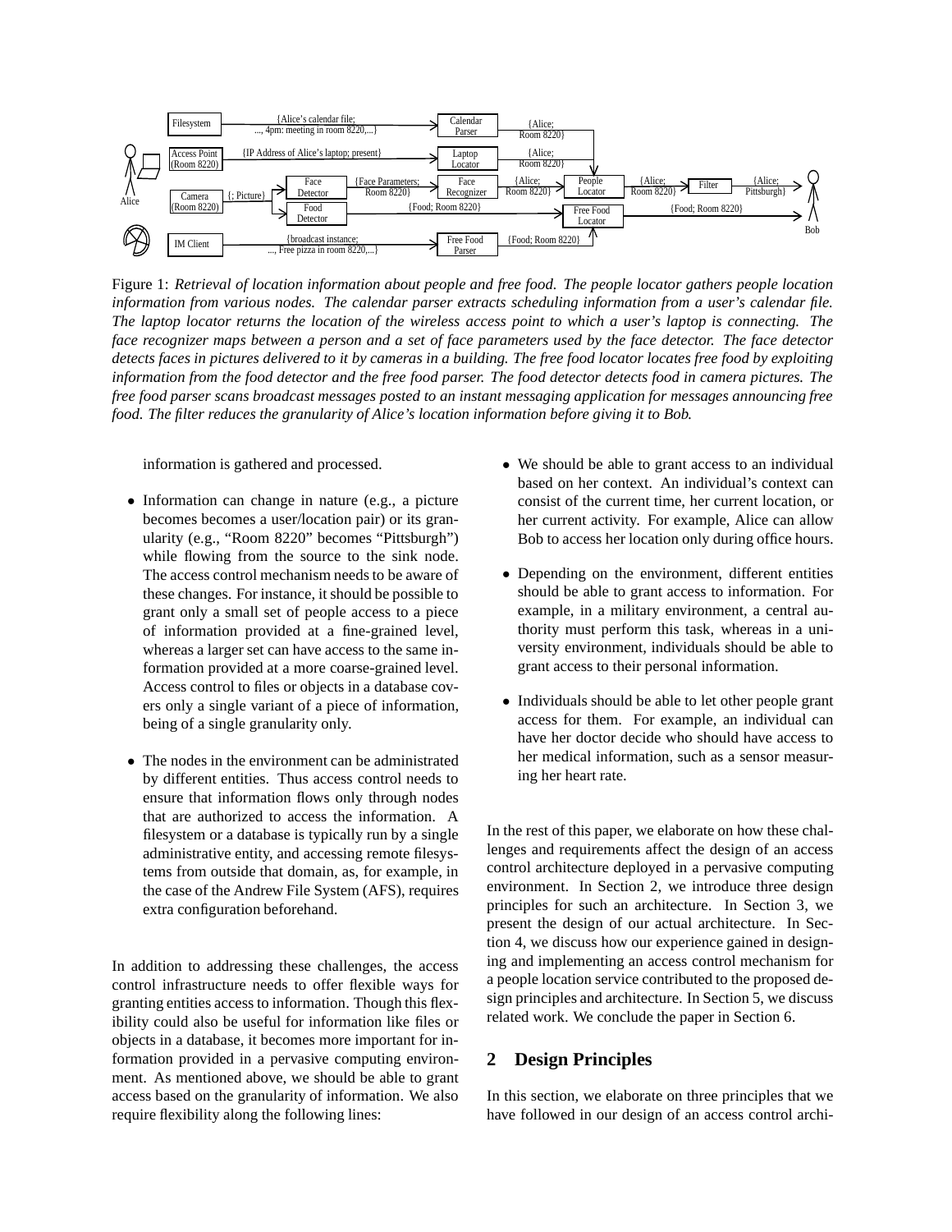Figure 1: *Retrieval of location information about people and free food. The people locator gathers people location information from various nodes. The calendar parser extracts scheduling information from a user's calendar file. The laptop locator returns the location of the wireless access point to which a user's laptop is connecting. The face recognizer maps between a person and a set of face parameters used by the face detector. The face detector detects faces in pictures delivered to it by cameras in a building. The free food locator locates free food by exploiting information from the food detector and the free food parser. The food detector detects food in camera pictures. The free food parser scans broadcast messages posted to an instant messaging application for messages announcing free food. The filter reduces the granularity of Alice's location information before giving it to Bob.*

information is gathered and processed.

- Information can change in nature (e.g., a picture becomes becomes a user/location pair) or its granularity (e.g., "Room 8220" becomes "Pittsburgh") while flowing from the source to the sink node. The access control mechanism needs to be aware of these changes. For instance, it should be possible to grant only a small set of people access to a piece of information provided at a fine-grained level, whereas a larger set can have access to the same information provided at a more coarse-grained level. Access control to files or objects in a database covers only a single variant of a piece of information, being of a single granularity only.

- The nodes in the environment can be administrated by different entities. Thus access control needs to ensure that information flows only through nodes that are authorized to access the information. A filesystem or a database is typically run by a single administrative entity, and accessing remote filesystems from outside that domain, as, for example, in the case of the Andrew File System (AFS), requires extra configuration beforehand.

In addition to addressing these challenges, the access control infrastructure needs to offer flexible ways for granting entities access to information. Though this flexibility could also be useful for information like files or objects in a database, it becomes more important for information provided in a pervasive computing environment. As mentioned above, we should be able to grant access based on the granularity of information. We also require flexibility along the following lines:

- We should be able to grant access to an individual based on her context. An individual's context can consist of the current time, her current location, or her current activity. For example, Alice can allow Bob to access her location only during office hours.

- Depending on the environment, different entities should be able to grant access to information. For example, in a military environment, a central authority must perform this task, whereas in a university environment, individuals should be able to grant access to their personal information.

- Individuals should be able to let other people grant access for them. For example, an individual can have her doctor decide who should have access to her medical information, such as a sensor measuring her heart rate.

In the rest of this paper, we elaborate on how these challenges and requirements affect the design of an access control architecture deployed in a pervasive computing environment. In Section 2, we introduce three design principles for such an architecture. In Section 3, we present the design of our actual architecture. In Section 4, we discuss how our experience gained in designing and implementing an access control mechanism for a people location service contributed to the proposed design principles and architecture. In Section 5, we discuss related work. We conclude the paper in Section 6.

## 2 Design Principles

In this section, we elaborate on three principles that we have followed in our design of an access control archi-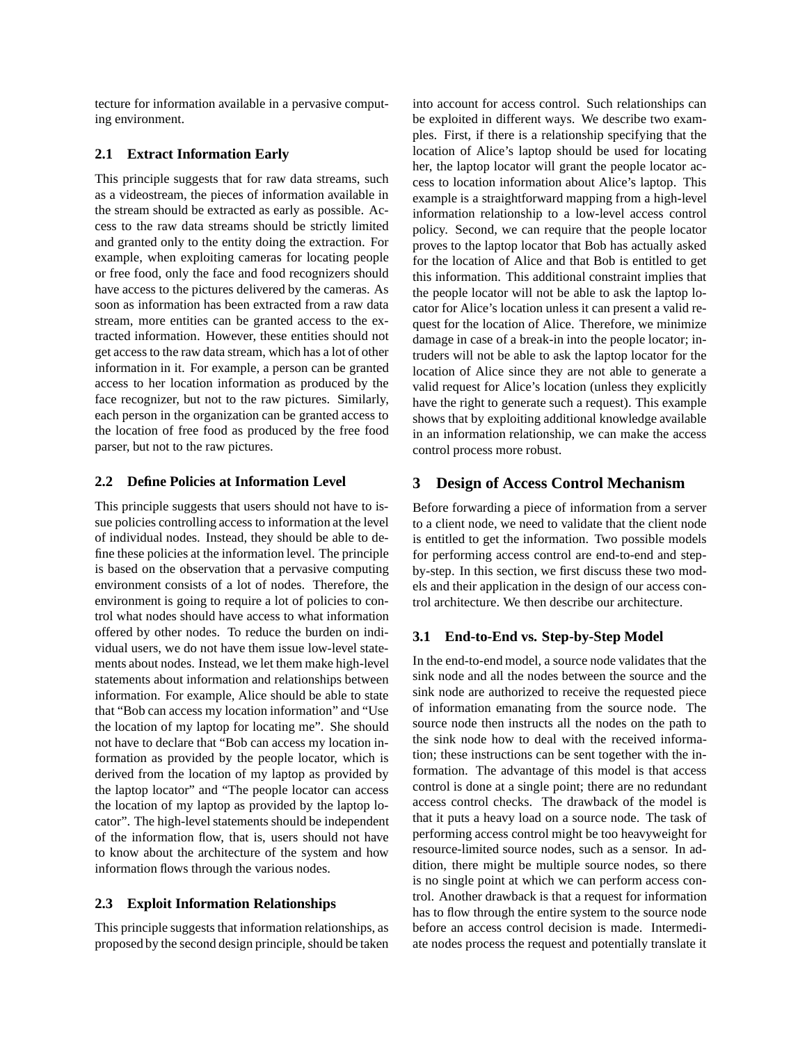tecture for information available in a pervasive computing environment.

### 2.1 Extract Information Early

This principle suggests that for raw data streams, such as a videostream, the pieces of information available in the stream should be extracted as early as possible. Access to the raw data streams should be strictly limited and granted only to the entity doing the extraction. For example, when exploiting cameras for locating people or free food, only the face and food recognizers should have access to the pictures delivered by the cameras. As soon as information has been extracted from a raw data stream, more entities can be granted access to the extracted information. However, these entities should not get access to the raw data stream, which has a lot of other information in it. For example, a person can be granted access to her location information as produced by the face recognizer, but not to the raw pictures. Similarly, each person in the organization can be granted access to the location of free food as produced by the free food parser, but not to the raw pictures.

### 2.2 Define Policies at Information Level

This principle suggests that users should not have to issue policies controlling access to information at the level of individual nodes. Instead, they should be able to define these policies at the information level. The principle is based on the observation that a pervasive computing environment consists of a lot of nodes. Therefore, the environment is going to require a lot of policies to control what nodes should have access to what information offered by other nodes. To reduce the burden on individual users, we do not have them issue low-level statements about nodes. Instead, we let them make high-level statements about information and relationships between information. For example, Alice should be able to state that "Bob can access my location information" and "Use the location of my laptop for locating me". She should not have to declare that "Bob can access my location information as provided by the people locator, which is derived from the location of my laptop as provided by the laptop locator" and "The people locator can access the location of my laptop as provided by the laptop locator". The high-level statements should be independent of the information flow, that is, users should not have to know about the architecture of the system and how information flows through the various nodes.

### 2.3 Exploit Information Relationships

This principle suggests that information relationships, as proposed by the second design principle, should be taken into account for access control. Such relationships can be exploited in different ways. We describe two examples. First, if there is a relationship specifying that the location of Alice's laptop should be used for locating her, the laptop locator will grant the people locator access to location information about Alice's laptop. This example is a straightforward mapping from a high-level information relationship to a low-level access control policy. Second, we can require that the people locator proves to the laptop locator that Bob has actually asked for the location of Alice and that Bob is entitled to get this information. This additional constraint implies that the people locator will not be able to ask the laptop locator for Alice's location unless it can present a valid request for the location of Alice. Therefore, we minimize damage in case of a break-in into the people locator; intruders will not be able to ask the laptop locator for the location of Alice since they are not able to generate a valid request for Alice's location (unless they explicitly have the right to generate such a request). This example shows that by exploiting additional knowledge available in an information relationship, we can make the access control process more robust.

## 3 Design of Access Control Mechanism

Before forwarding a piece of information from a server to a client node, we need to validate that the client node is entitled to get the information. Two possible models for performing access control are end-to-end and step-by-step. In this section, we first discuss these two models and their application in the design of our access control architecture. We then describe our architecture.

### 3.1 End-to-End vs. Step-by-Step Model

In the end-to-end model, a source node validates that the sink node and all the nodes between the source and the sink node are authorized to receive the requested piece of information emanating from the source node. The source node then instructs all the nodes on the path to the sink node how to deal with the received information; these instructions can be sent together with the information. The advantage of this model is that access control is done at a single point; there are no redundant access control checks. The drawback of the model is that it puts a heavy load on a source node. The task of performing access control might be too heavyweight for resource-limited source nodes, such as a sensor. In addition, there might be multiple source nodes, so there is no single point at which we can perform access control. Another drawback is that a request for information has to flow through the entire system to the source node before an access control decision is made. Intermediate nodes process the request and potentially translate it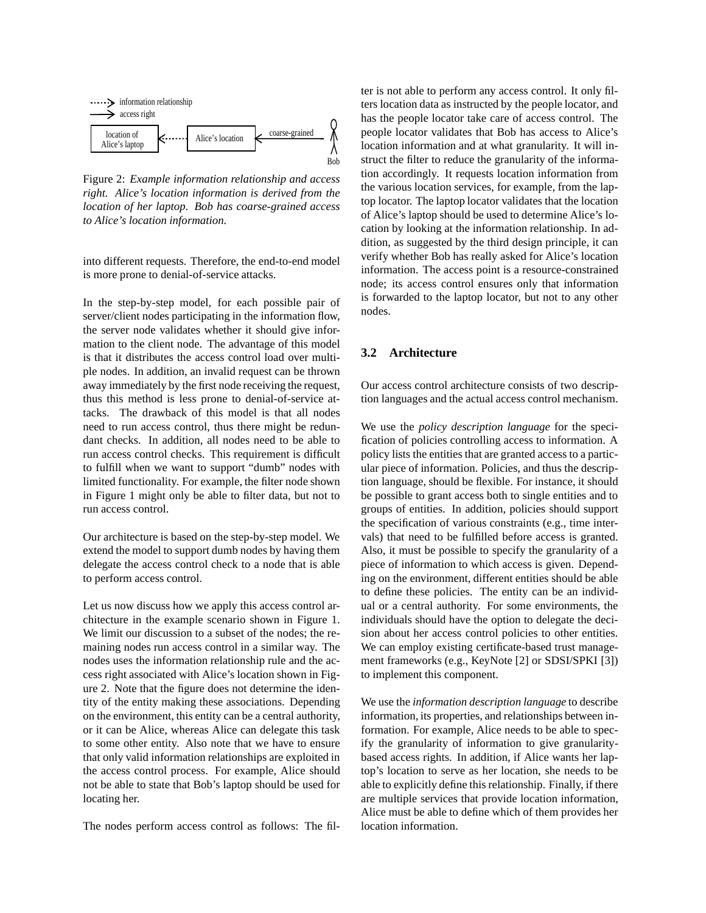Figure 2: *Example information relationship and access right. Alice's location information is derived from the location of her laptop. Bob has coarse-grained access to Alice's location information.*

into different requests. Therefore, the end-to-end model is more prone to denial-of-service attacks.

In the step-by-step model, for each possible pair of server/client nodes participating in the information flow, the server node validates whether it should give information to the client node. The advantage of this model is that it distributes the access control load over multiple nodes. In addition, an invalid request can be thrown away immediately by the first node receiving the request, thus this method is less prone to denial-of-service attacks. The drawback of this model is that all nodes need to run access control, thus there might be redundant checks. In addition, all nodes need to be able to run access control checks. This requirement is difficult to fulfill when we want to support "dumb" nodes with limited functionality. For example, the filter node shown in Figure 1 might only be able to filter data, but not to run access control.

Our architecture is based on the step-by-step model. We extend the model to support dumb nodes by having them delegate the access control check to a node that is able to perform access control.

Let us now discuss how we apply this access control architecture in the example scenario shown in Figure 1. We limit our discussion to a subset of the nodes; the remaining nodes run access control in a similar way. The nodes uses the information relationship rule and the access right associated with Alice's location shown in Figure 2. Note that the figure does not determine the identity of the entity making these associations. Depending on the environment, this entity can be a central authority, or it can be Alice, whereas Alice can delegate this task to some other entity. Also note that we have to ensure that only valid information relationships are exploited in the access control process. For example, Alice should not be able to state that Bob's laptop should be used for locating her.

The nodes perform access control as follows: The filter is not able to perform any access control. It only filters location data as instructed by the people locator, and has the people locator take care of access control. The people locator validates that Bob has access to Alice's location information and at what granularity. It will instruct the filter to reduce the granularity of the information accordingly. It requests location information from the various location services, for example, from the laptop locator. The laptop locator validates that the location of Alice's laptop should be used to determine Alice's location by looking at the information relationship. In addition, as suggested by the third design principle, it can verify whether Bob has really asked for Alice's location information. The access point is a resource-constrained node; its access control ensures only that information is forwarded to the laptop locator, but not to any other nodes.

### 3.2 Architecture

Our access control architecture consists of two description languages and the actual access control mechanism.

We use the *policy description language* for the specification of policies controlling access to information. A policy lists the entities that are granted access to a particular piece of information. Policies, and thus the description language, should be flexible. For instance, it should be possible to grant access both to single entities and to groups of entities. In addition, policies should support the specification of various constraints (e.g., time intervals) that need to be fulfilled before access is granted. Also, it must be possible to specify the granularity of a piece of information to which access is given. Depending on the environment, different entities should be able to define these policies. The entity can be an individual or a central authority. For some environments, the individuals should have the option to delegate the decision about her access control policies to other entities. We can employ existing certificate-based trust management frameworks (e.g., KeyNote [2] or SDSI/SPKI [3]) to implement this component.

We use the *information description language* to describe information, its properties, and relationships between information. For example, Alice needs to be able to specify the granularity of information to give granularity-based access rights. In addition, if Alice wants her laptop's location to serve as her location, she needs to be able to explicitly define this relationship. Finally, if there are multiple services that provide location information, Alice must be able to define which of them provides her location information.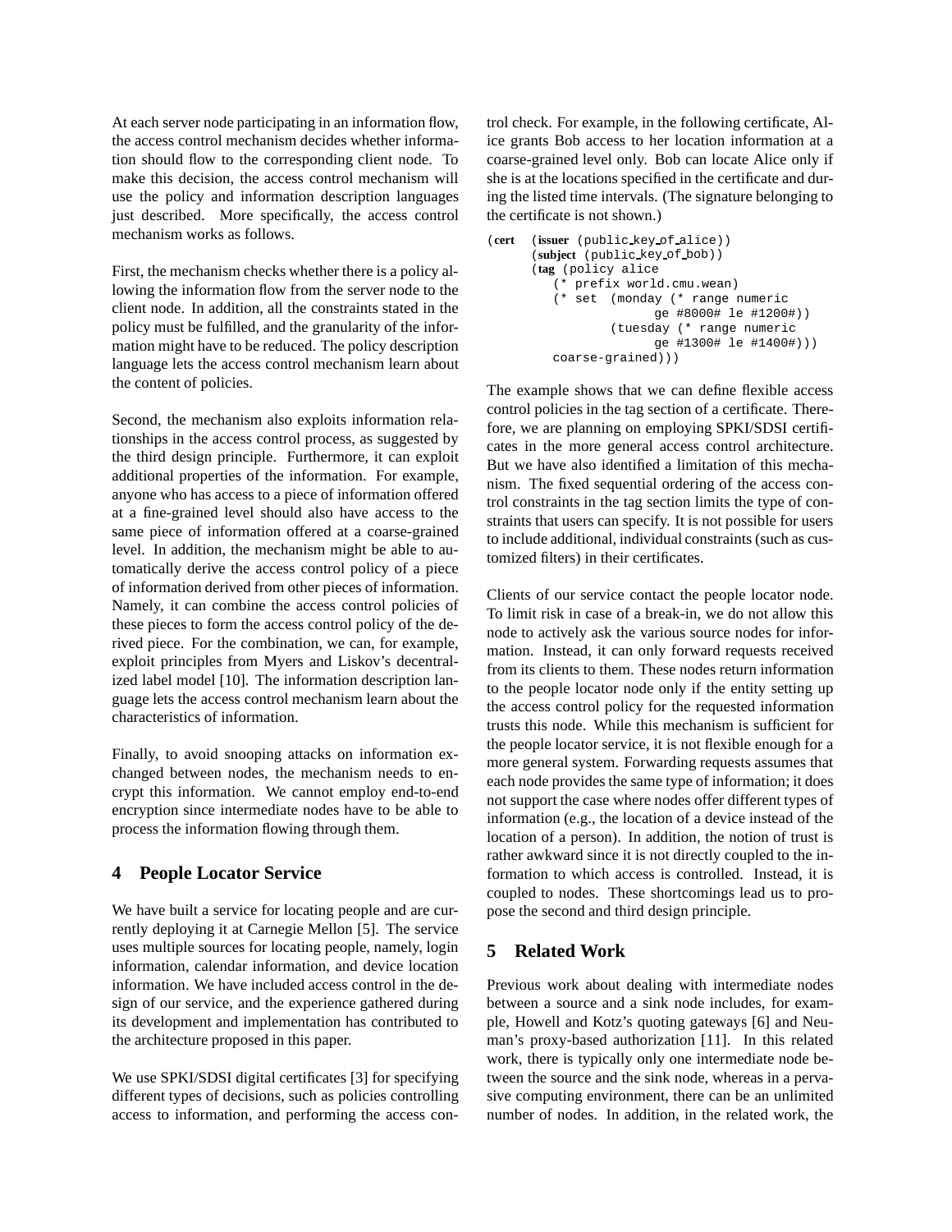At each server node participating in an information flow, the access control mechanism decides whether information should flow to the corresponding client node. To make this decision, the access control mechanism will use the policy and information description languages just described. More specifically, the access control mechanism works as follows.

First, the mechanism checks whether there is a policy allowing the information flow from the server node to the client node. In addition, all the constraints stated in the policy must be fulfilled, and the granularity of the information might have to be reduced. The policy description language lets the access control mechanism learn about the content of policies.

Second, the mechanism also exploits information relationships in the access control process, as suggested by the third design principle. Furthermore, it can exploit additional properties of the information. For example, anyone who has access to a piece of information offered at a fine-grained level should also have access to the same piece of information offered at a coarse-grained level. In addition, the mechanism might be able to automatically derive the access control policy of a piece of information derived from other pieces of information. Namely, it can combine the access control policies of these pieces to form the access control policy of the derived piece. For the combination, we can, for example, exploit principles from Myers and Liskov's decentralized label model [10]. The information description language lets the access control mechanism learn about the characteristics of information.

Finally, to avoid snooping attacks on information exchanged between nodes, the mechanism needs to encrypt this information. We cannot employ end-to-end encryption since intermediate nodes have to be able to process the information flowing through them.

## 4 People Locator Service

We have built a service for locating people and are currently deploying it at Carnegie Mellon [5]. The service uses multiple sources for locating people, namely, login information, calendar information, and device location information. We have included access control in the design of our service, and the experience gathered during its development and implementation has contributed to the architecture proposed in this paper.

We use SPKI/SDSI digital certificates [3] for specifying different types of decisions, such as policies controlling access to information, and performing the access control check. For example, in the following certificate, Alice grants Bob access to her location information at a coarse-grained level only. Bob can locate Alice only if she is at the locations specified in the certificate and during the listed time intervals. (The signature belonging to the certificate is not shown.)

```
(cert  (issuer (public_key_of_alice))
       (subject (public_key_of_bob))
       (tag (policy alice
          (* prefix world.cmu.wean)
          (* set  (monday (* range numeric
                          ge #8000# le #1200#))
                  (tuesday (* range numeric
                          ge #1300# le #1400#)))
          coarse-grained)))
```

The example shows that we can define flexible access control policies in the tag section of a certificate. Therefore, we are planning on employing SPKI/SDSI certificates in the more general access control architecture. But we have also identified a limitation of this mechanism. The fixed sequential ordering of the access control constraints in the tag section limits the type of constraints that users can specify. It is not possible for users to include additional, individual constraints (such as customized filters) in their certificates.

Clients of our service contact the people locator node. To limit risk in case of a break-in, we do not allow this node to actively ask the various source nodes for information. Instead, it can only forward requests received from its clients to them. These nodes return information to the people locator node only if the entity setting up the access control policy for the requested information trusts this node. While this mechanism is sufficient for the people locator service, it is not flexible enough for a more general system. Forwarding requests assumes that each node provides the same type of information; it does not support the case where nodes offer different types of information (e.g., the location of a device instead of the location of a person). In addition, the notion of trust is rather awkward since it is not directly coupled to the information to which access is controlled. Instead, it is coupled to nodes. These shortcomings lead us to propose the second and third design principle.

## 5 Related Work

Previous work about dealing with intermediate nodes between a source and a sink node includes, for example, Howell and Kotz's quoting gateways [6] and Neuman's proxy-based authorization [11]. In this related work, there is typically only one intermediate node between the source and the sink node, whereas in a pervasive computing environment, there can be an unlimited number of nodes. In addition, in the related work, the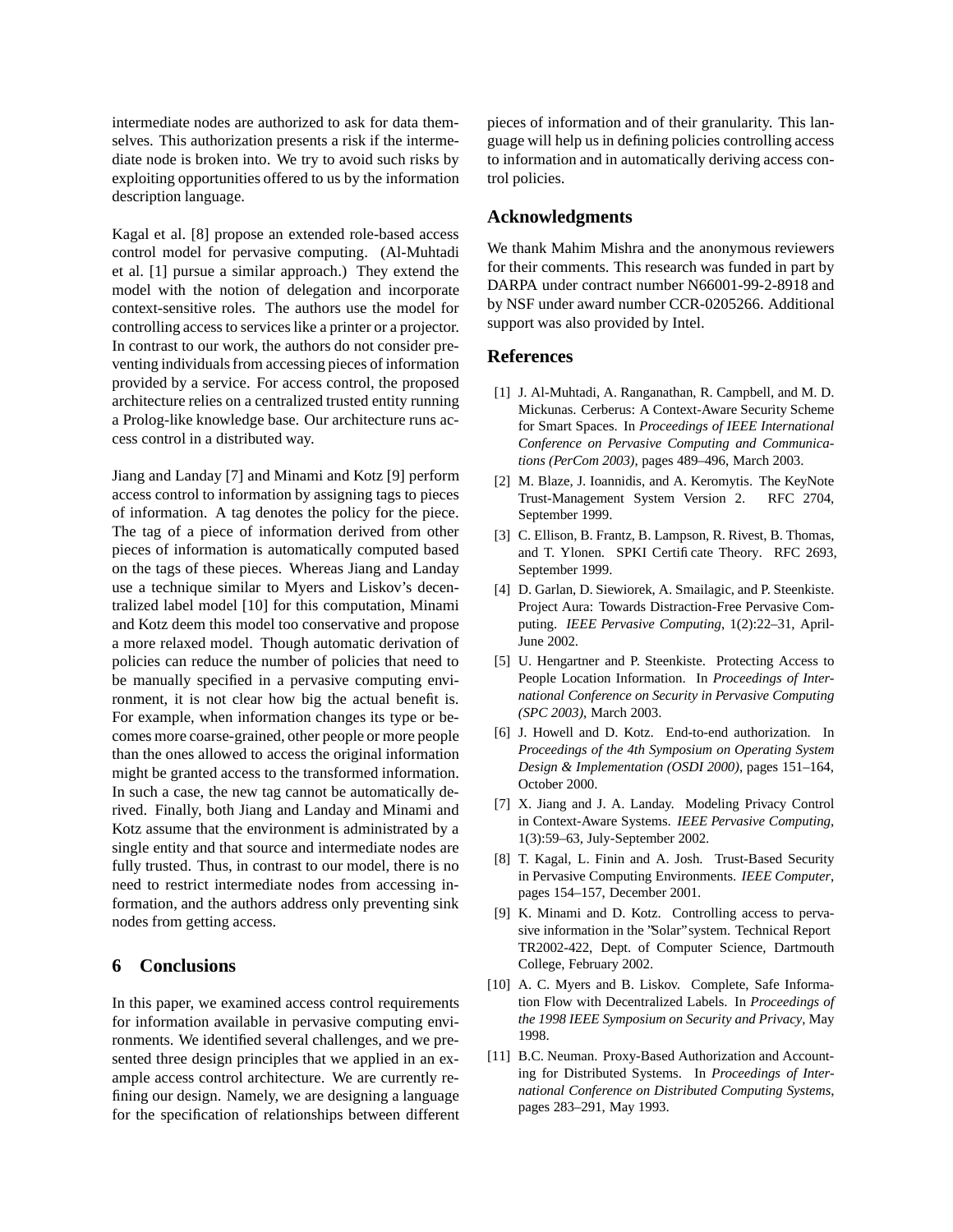intermediate nodes are authorized to ask for data themselves. This authorization presents a risk if the intermediate node is broken into. We try to avoid such risks by exploiting opportunities offered to us by the information description language.

Kagal et al. [8] propose an extended role-based access control model for pervasive computing. (Al-Muhtadi et al. [1] pursue a similar approach.) They extend the model with the notion of delegation and incorporate context-sensitive roles. The authors use the model for controlling access to services like a printer or a projector. In contrast to our work, the authors do not consider preventing individuals from accessing pieces of information provided by a service. For access control, the proposed architecture relies on a centralized trusted entity running a Prolog-like knowledge base. Our architecture runs access control in a distributed way.

Jiang and Landay [7] and Minami and Kotz [9] perform access control to information by assigning tags to pieces of information. A tag denotes the policy for the piece. The tag of a piece of information derived from other pieces of information is automatically computed based on the tags of these pieces. Whereas Jiang and Landay use a technique similar to Myers and Liskov's decentralized label model [10] for this computation, Minami and Kotz deem this model too conservative and propose a more relaxed model. Though automatic derivation of policies can reduce the number of policies that need to be manually specified in a pervasive computing environment, it is not clear how big the actual benefit is. For example, when information changes its type or becomes more coarse-grained, other people or more people than the ones allowed to access the original information might be granted access to the transformed information. In such a case, the new tag cannot be automatically derived. Finally, both Jiang and Landay and Minami and Kotz assume that the environment is administrated by a single entity and that source and intermediate nodes are fully trusted. Thus, in contrast to our model, there is no need to restrict intermediate nodes from accessing information, and the authors address only preventing sink nodes from getting access.

## 6 Conclusions

In this paper, we examined access control requirements for information available in pervasive computing environments. We identified several challenges, and we presented three design principles that we applied in an example access control architecture. We are currently refining our design. Namely, we are designing a language for the specification of relationships between different pieces of information and of their granularity. This language will help us in defining policies controlling access to information and in automatically deriving access control policies.

## Acknowledgments

We thank Mahim Mishra and the anonymous reviewers for their comments. This research was funded in part by DARPA under contract number N66001-99-2-8918 and by NSF under award number CCR-0205266. Additional support was also provided by Intel.

## References

[1] J. Al-Muhtadi, A. Ranganathan, R. Campbell, and M. D. Mickunas. Cerberus: A Context-Aware Security Scheme for Smart Spaces. In *Proceedings of IEEE International Conference on Pervasive Computing and Communications (PerCom 2003)*, pages 489–496, March 2003.

[2] M. Blaze, J. Ioannidis, and A. Keromytis. The KeyNote Trust-Management System Version 2. RFC 2704, September 1999.

[3] C. Ellison, B. Frantz, B. Lampson, R. Rivest, B. Thomas, and T. Ylonen. SPKI Certificate Theory. RFC 2693, September 1999.

[4] D. Garlan, D. Siewiorek, A. Smailagic, and P. Steenkiste. Project Aura: Towards Distraction-Free Pervasive Computing. *IEEE Pervasive Computing*, 1(2):22–31, April-June 2002.

[5] U. Hengartner and P. Steenkiste. Protecting Access to People Location Information. In *Proceedings of International Conference on Security in Pervasive Computing (SPC 2003)*, March 2003.

[6] J. Howell and D. Kotz. End-to-end authorization. In *Proceedings of the 4th Symposium on Operating System Design & Implementation (OSDI 2000)*, pages 151–164, October 2000.

[7] X. Jiang and J. A. Landay. Modeling Privacy Control in Context-Aware Systems. *IEEE Pervasive Computing*, 1(3):59–63, July-September 2002.

[8] T. Kagal, L. Finin and A. Josh. Trust-Based Security in Pervasive Computing Environments. *IEEE Computer*, pages 154–157, December 2001.

[9] K. Minami and D. Kotz. Controlling access to pervasive information in the "Solar" system. Technical Report TR2002-422, Dept. of Computer Science, Dartmouth College, February 2002.

[10] A. C. Myers and B. Liskov. Complete, Safe Information Flow with Decentralized Labels. In *Proceedings of the 1998 IEEE Symposium on Security and Privacy*, May 1998.

[11] B.C. Neuman. Proxy-Based Authorization and Accounting for Distributed Systems. In *Proceedings of International Conference on Distributed Computing Systems*, pages 283–291, May 1993.